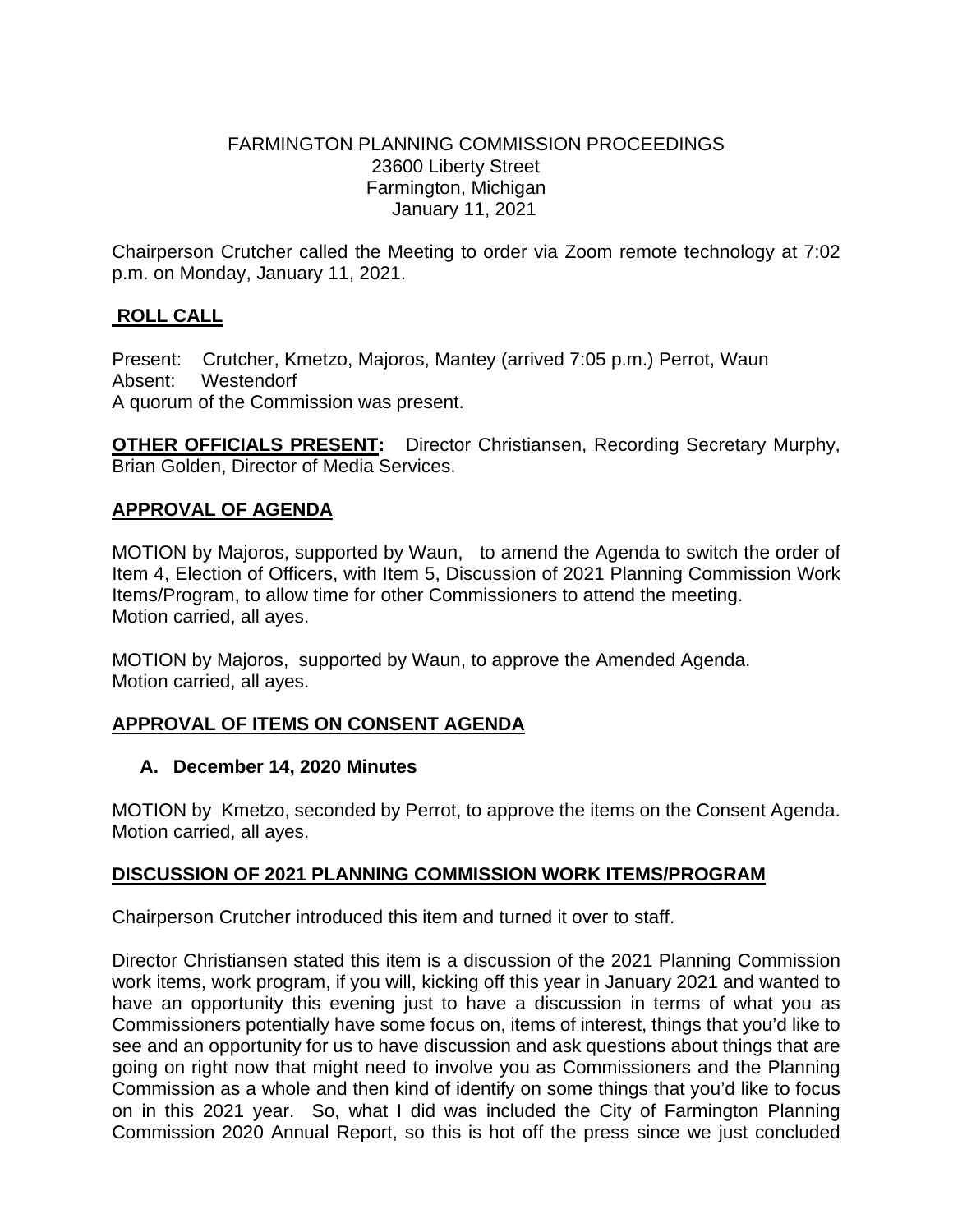FARMINGTON PLANNING COMMISSION PROCEEDINGS
23600 Liberty Street
Farmington, Michigan
January 11, 2021

Chairperson Crutcher called the Meeting to order via Zoom remote technology at 7:02 p.m. on Monday, January 11, 2021.

## ROLL CALL

Present: Crutcher, Kmetzo, Majoros, Mantey (arrived 7:05 p.m.) Perrot, Waun
Absent: Westendorf
A quorum of the Commission was present.

**OTHER OFFICIALS PRESENT:** Director Christiansen, Recording Secretary Murphy, Brian Golden, Director of Media Services.

## APPROVAL OF AGENDA

MOTION by Majoros, supported by Waun, to amend the Agenda to switch the order of Item 4, Election of Officers, with Item 5, Discussion of 2021 Planning Commission Work Items/Program, to allow time for other Commissioners to attend the meeting.
Motion carried, all ayes.

MOTION by Majoros, supported by Waun, to approve the Amended Agenda.
Motion carried, all ayes.

## APPROVAL OF ITEMS ON CONSENT AGENDA

**A. December 14, 2020 Minutes**

MOTION by Kmetzo, seconded by Perrot, to approve the items on the Consent Agenda.
Motion carried, all ayes.

## DISCUSSION OF 2021 PLANNING COMMISSION WORK ITEMS/PROGRAM

Chairperson Crutcher introduced this item and turned it over to staff.

Director Christiansen stated this item is a discussion of the 2021 Planning Commission work items, work program, if you will, kicking off this year in January 2021 and wanted to have an opportunity this evening just to have a discussion in terms of what you as Commissioners potentially have some focus on, items of interest, things that you'd like to see and an opportunity for us to have discussion and ask questions about things that are going on right now that might need to involve you as Commissioners and the Planning Commission as a whole and then kind of identify on some things that you'd like to focus on in this 2021 year. So, what I did was included the City of Farmington Planning Commission 2020 Annual Report, so this is hot off the press since we just concluded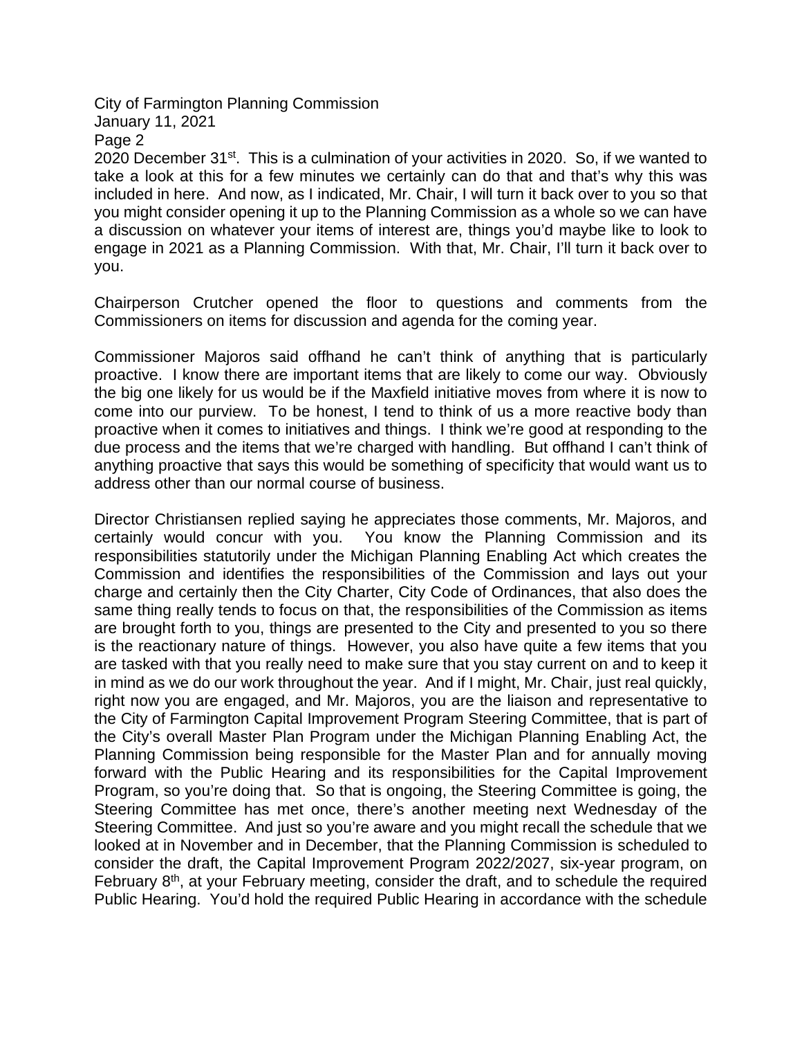2020 December 31st. This is a culmination of your activities in 2020. So, if we wanted to take a look at this for a few minutes we certainly can do that and that's why this was included in here. And now, as I indicated, Mr. Chair, I will turn it back over to you so that you might consider opening it up to the Planning Commission as a whole so we can have a discussion on whatever your items of interest are, things you'd maybe like to look to engage in 2021 as a Planning Commission. With that, Mr. Chair, I'll turn it back over to you.

Chairperson Crutcher opened the floor to questions and comments from the Commissioners on items for discussion and agenda for the coming year.

Commissioner Majoros said offhand he can't think of anything that is particularly proactive. I know there are important items that are likely to come our way. Obviously the big one likely for us would be if the Maxfield initiative moves from where it is now to come into our purview. To be honest, I tend to think of us a more reactive body than proactive when it comes to initiatives and things. I think we're good at responding to the due process and the items that we're charged with handling. But offhand I can't think of anything proactive that says this would be something of specificity that would want us to address other than our normal course of business.

Director Christiansen replied saying he appreciates those comments, Mr. Majoros, and certainly would concur with you. You know the Planning Commission and its responsibilities statutorily under the Michigan Planning Enabling Act which creates the Commission and identifies the responsibilities of the Commission and lays out your charge and certainly then the City Charter, City Code of Ordinances, that also does the same thing really tends to focus on that, the responsibilities of the Commission as items are brought forth to you, things are presented to the City and presented to you so there is the reactionary nature of things. However, you also have quite a few items that you are tasked with that you really need to make sure that you stay current on and to keep it in mind as we do our work throughout the year. And if I might, Mr. Chair, just real quickly, right now you are engaged, and Mr. Majoros, you are the liaison and representative to the City of Farmington Capital Improvement Program Steering Committee, that is part of the City's overall Master Plan Program under the Michigan Planning Enabling Act, the Planning Commission being responsible for the Master Plan and for annually moving forward with the Public Hearing and its responsibilities for the Capital Improvement Program, so you're doing that. So that is ongoing, the Steering Committee is going, the Steering Committee has met once, there's another meeting next Wednesday of the Steering Committee. And just so you're aware and you might recall the schedule that we looked at in November and in December, that the Planning Commission is scheduled to consider the draft, the Capital Improvement Program 2022/2027, six-year program, on February 8th, at your February meeting, consider the draft, and to schedule the required Public Hearing. You'd hold the required Public Hearing in accordance with the schedule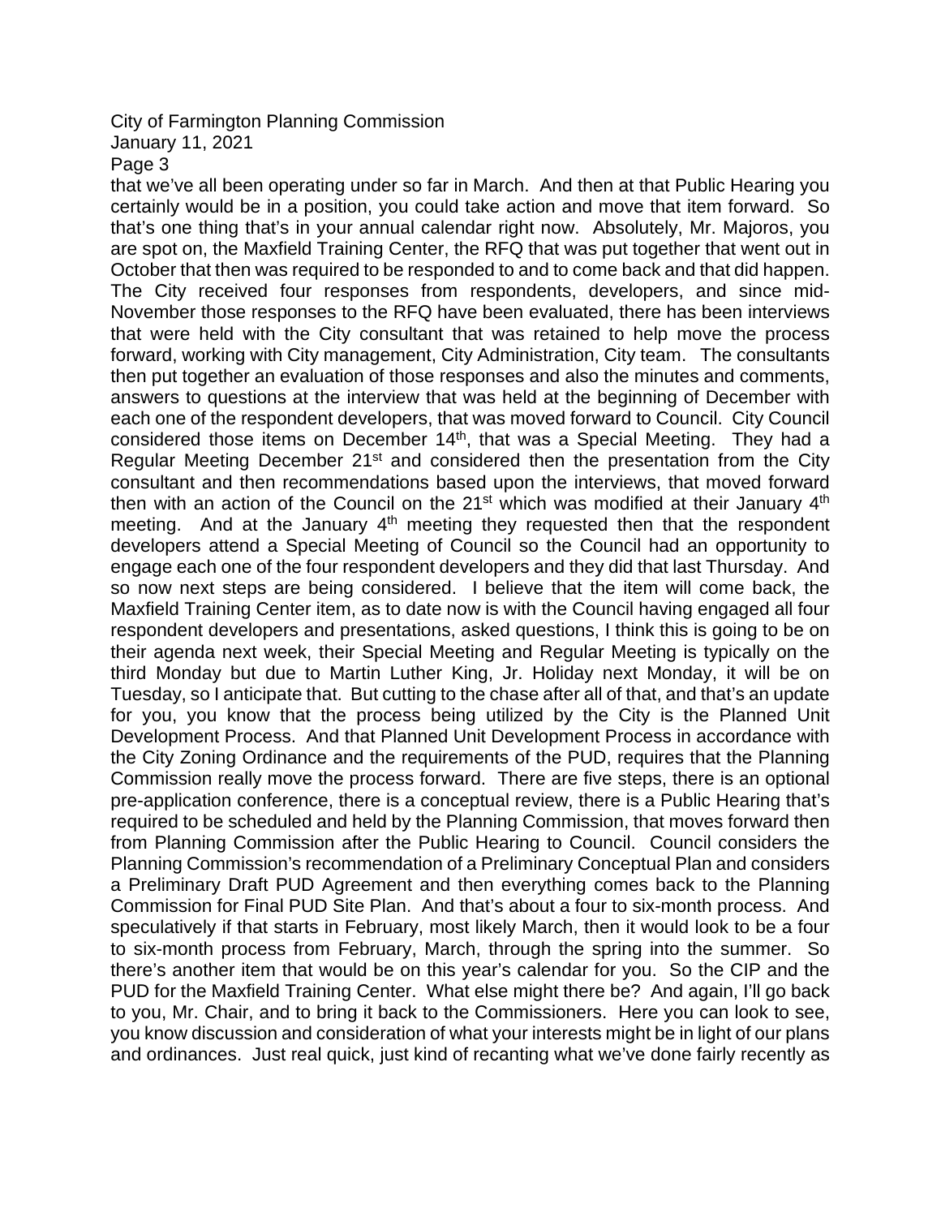that we've all been operating under so far in March. And then at that Public Hearing you certainly would be in a position, you could take action and move that item forward. So that's one thing that's in your annual calendar right now. Absolutely, Mr. Majoros, you are spot on, the Maxfield Training Center, the RFQ that was put together that went out in October that then was required to be responded to and to come back and that did happen. The City received four responses from respondents, developers, and since mid-November those responses to the RFQ have been evaluated, there has been interviews that were held with the City consultant that was retained to help move the process forward, working with City management, City Administration, City team. The consultants then put together an evaluation of those responses and also the minutes and comments, answers to questions at the interview that was held at the beginning of December with each one of the respondent developers, that was moved forward to Council. City Council considered those items on December 14th, that was a Special Meeting. They had a Regular Meeting December 21st and considered then the presentation from the City consultant and then recommendations based upon the interviews, that moved forward then with an action of the Council on the 21st which was modified at their January 4th meeting. And at the January 4th meeting they requested then that the respondent developers attend a Special Meeting of Council so the Council had an opportunity to engage each one of the four respondent developers and they did that last Thursday. And so now next steps are being considered. I believe that the item will come back, the Maxfield Training Center item, as to date now is with the Council having engaged all four respondent developers and presentations, asked questions, I think this is going to be on their agenda next week, their Special Meeting and Regular Meeting is typically on the third Monday but due to Martin Luther King, Jr. Holiday next Monday, it will be on Tuesday, so I anticipate that. But cutting to the chase after all of that, and that's an update for you, you know that the process being utilized by the City is the Planned Unit Development Process. And that Planned Unit Development Process in accordance with the City Zoning Ordinance and the requirements of the PUD, requires that the Planning Commission really move the process forward. There are five steps, there is an optional pre-application conference, there is a conceptual review, there is a Public Hearing that's required to be scheduled and held by the Planning Commission, that moves forward then from Planning Commission after the Public Hearing to Council. Council considers the Planning Commission's recommendation of a Preliminary Conceptual Plan and considers a Preliminary Draft PUD Agreement and then everything comes back to the Planning Commission for Final PUD Site Plan. And that's about a four to six-month process. And speculatively if that starts in February, most likely March, then it would look to be a four to six-month process from February, March, through the spring into the summer. So there's another item that would be on this year's calendar for you. So the CIP and the PUD for the Maxfield Training Center. What else might there be? And again, I'll go back to you, Mr. Chair, and to bring it back to the Commissioners. Here you can look to see, you know discussion and consideration of what your interests might be in light of our plans and ordinances. Just real quick, just kind of recanting what we've done fairly recently as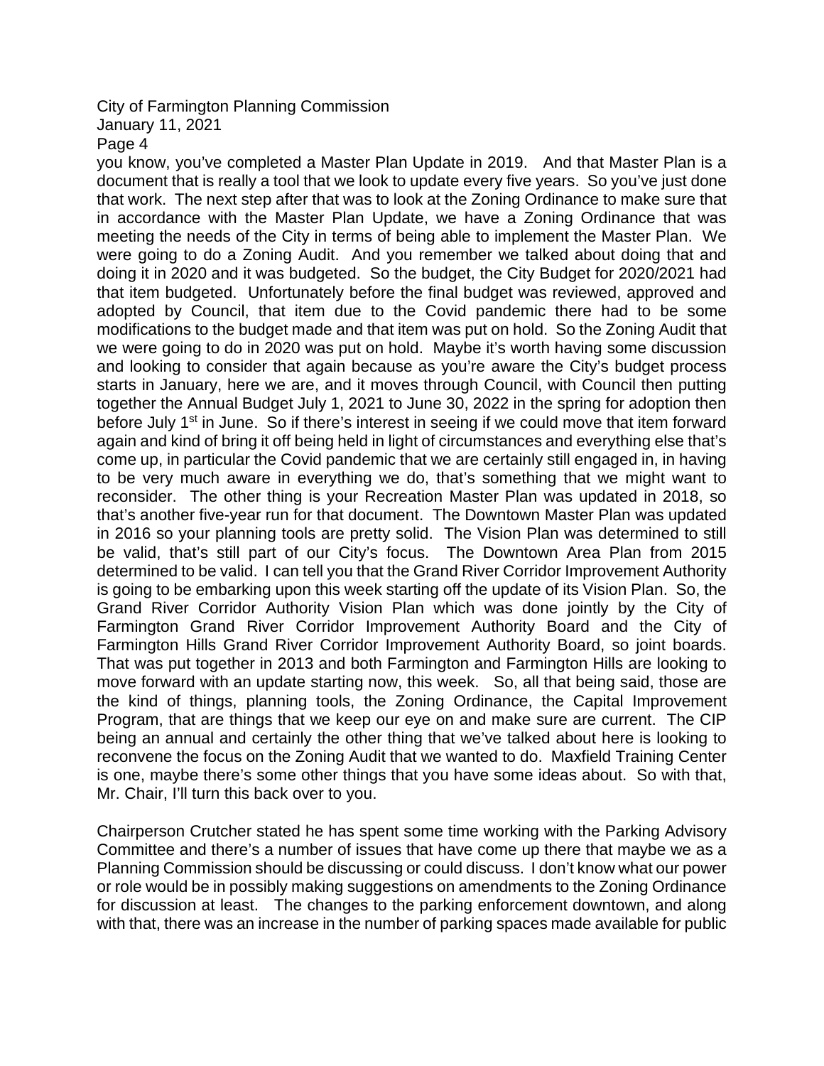you know, you've completed a Master Plan Update in 2019. And that Master Plan is a document that is really a tool that we look to update every five years. So you've just done that work. The next step after that was to look at the Zoning Ordinance to make sure that in accordance with the Master Plan Update, we have a Zoning Ordinance that was meeting the needs of the City in terms of being able to implement the Master Plan. We were going to do a Zoning Audit. And you remember we talked about doing that and doing it in 2020 and it was budgeted. So the budget, the City Budget for 2020/2021 had that item budgeted. Unfortunately before the final budget was reviewed, approved and adopted by Council, that item due to the Covid pandemic there had to be some modifications to the budget made and that item was put on hold. So the Zoning Audit that we were going to do in 2020 was put on hold. Maybe it's worth having some discussion and looking to consider that again because as you're aware the City's budget process starts in January, here we are, and it moves through Council, with Council then putting together the Annual Budget July 1, 2021 to June 30, 2022 in the spring for adoption then before July 1st in June. So if there's interest in seeing if we could move that item forward again and kind of bring it off being held in light of circumstances and everything else that's come up, in particular the Covid pandemic that we are certainly still engaged in, in having to be very much aware in everything we do, that's something that we might want to reconsider. The other thing is your Recreation Master Plan was updated in 2018, so that's another five-year run for that document. The Downtown Master Plan was updated in 2016 so your planning tools are pretty solid. The Vision Plan was determined to still be valid, that's still part of our City's focus. The Downtown Area Plan from 2015 determined to be valid. I can tell you that the Grand River Corridor Improvement Authority is going to be embarking upon this week starting off the update of its Vision Plan. So, the Grand River Corridor Authority Vision Plan which was done jointly by the City of Farmington Grand River Corridor Improvement Authority Board and the City of Farmington Hills Grand River Corridor Improvement Authority Board, so joint boards. That was put together in 2013 and both Farmington and Farmington Hills are looking to move forward with an update starting now, this week. So, all that being said, those are the kind of things, planning tools, the Zoning Ordinance, the Capital Improvement Program, that are things that we keep our eye on and make sure are current. The CIP being an annual and certainly the other thing that we've talked about here is looking to reconvene the focus on the Zoning Audit that we wanted to do. Maxfield Training Center is one, maybe there's some other things that you have some ideas about. So with that, Mr. Chair, I'll turn this back over to you.

Chairperson Crutcher stated he has spent some time working with the Parking Advisory Committee and there's a number of issues that have come up there that maybe we as a Planning Commission should be discussing or could discuss. I don't know what our power or role would be in possibly making suggestions on amendments to the Zoning Ordinance for discussion at least. The changes to the parking enforcement downtown, and along with that, there was an increase in the number of parking spaces made available for public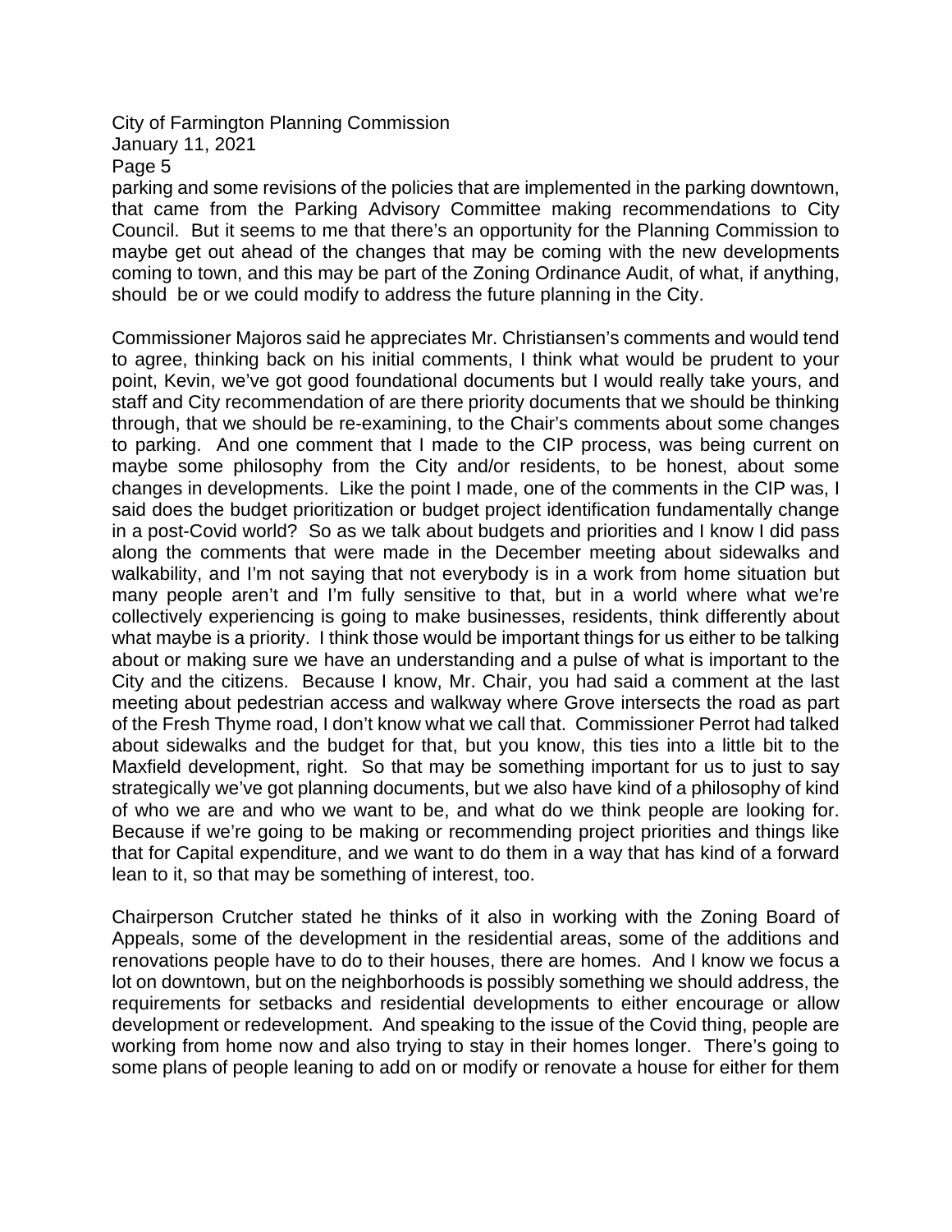parking and some revisions of the policies that are implemented in the parking downtown, that came from the Parking Advisory Committee making recommendations to City Council. But it seems to me that there's an opportunity for the Planning Commission to maybe get out ahead of the changes that may be coming with the new developments coming to town, and this may be part of the Zoning Ordinance Audit, of what, if anything, should be or we could modify to address the future planning in the City.

Commissioner Majoros said he appreciates Mr. Christiansen's comments and would tend to agree, thinking back on his initial comments, I think what would be prudent to your point, Kevin, we've got good foundational documents but I would really take yours, and staff and City recommendation of are there priority documents that we should be thinking through, that we should be re-examining, to the Chair's comments about some changes to parking. And one comment that I made to the CIP process, was being current on maybe some philosophy from the City and/or residents, to be honest, about some changes in developments. Like the point I made, one of the comments in the CIP was, I said does the budget prioritization or budget project identification fundamentally change in a post-Covid world? So as we talk about budgets and priorities and I know I did pass along the comments that were made in the December meeting about sidewalks and walkability, and I'm not saying that not everybody is in a work from home situation but many people aren't and I'm fully sensitive to that, but in a world where what we're collectively experiencing is going to make businesses, residents, think differently about what maybe is a priority. I think those would be important things for us either to be talking about or making sure we have an understanding and a pulse of what is important to the City and the citizens. Because I know, Mr. Chair, you had said a comment at the last meeting about pedestrian access and walkway where Grove intersects the road as part of the Fresh Thyme road, I don't know what we call that. Commissioner Perrot had talked about sidewalks and the budget for that, but you know, this ties into a little bit to the Maxfield development, right. So that may be something important for us to just to say strategically we've got planning documents, but we also have kind of a philosophy of kind of who we are and who we want to be, and what do we think people are looking for. Because if we're going to be making or recommending project priorities and things like that for Capital expenditure, and we want to do them in a way that has kind of a forward lean to it, so that may be something of interest, too.

Chairperson Crutcher stated he thinks of it also in working with the Zoning Board of Appeals, some of the development in the residential areas, some of the additions and renovations people have to do to their houses, there are homes. And I know we focus a lot on downtown, but on the neighborhoods is possibly something we should address, the requirements for setbacks and residential developments to either encourage or allow development or redevelopment. And speaking to the issue of the Covid thing, people are working from home now and also trying to stay in their homes longer. There's going to some plans of people leaning to add on or modify or renovate a house for either for them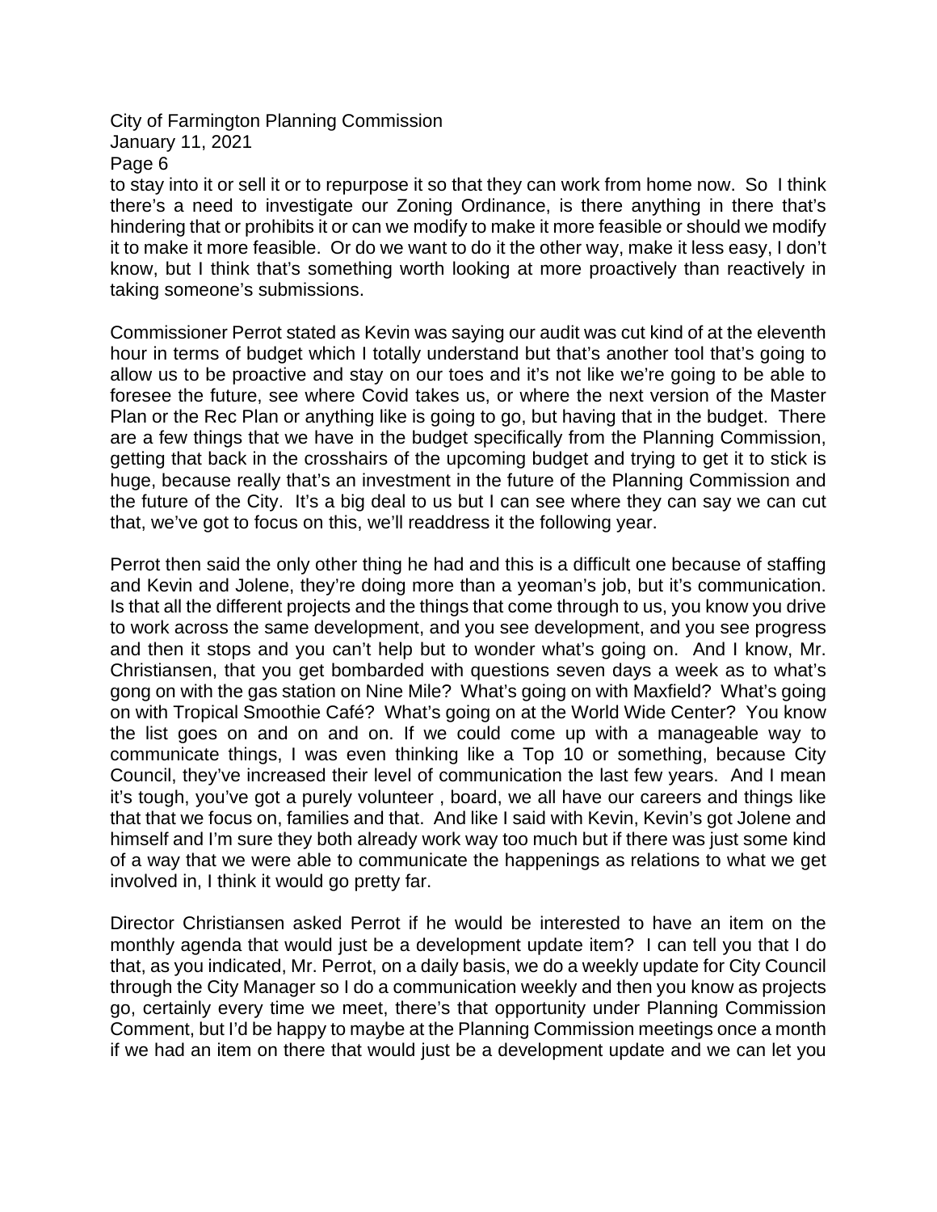to stay into it or sell it or to repurpose it so that they can work from home now. So I think there's a need to investigate our Zoning Ordinance, is there anything in there that's hindering that or prohibits it or can we modify to make it more feasible or should we modify it to make it more feasible. Or do we want to do it the other way, make it less easy, I don't know, but I think that's something worth looking at more proactively than reactively in taking someone's submissions.

Commissioner Perrot stated as Kevin was saying our audit was cut kind of at the eleventh hour in terms of budget which I totally understand but that's another tool that's going to allow us to be proactive and stay on our toes and it's not like we're going to be able to foresee the future, see where Covid takes us, or where the next version of the Master Plan or the Rec Plan or anything like is going to go, but having that in the budget. There are a few things that we have in the budget specifically from the Planning Commission, getting that back in the crosshairs of the upcoming budget and trying to get it to stick is huge, because really that's an investment in the future of the Planning Commission and the future of the City. It's a big deal to us but I can see where they can say we can cut that, we've got to focus on this, we'll readdress it the following year.

Perrot then said the only other thing he had and this is a difficult one because of staffing and Kevin and Jolene, they're doing more than a yeoman's job, but it's communication. Is that all the different projects and the things that come through to us, you know you drive to work across the same development, and you see development, and you see progress and then it stops and you can't help but to wonder what's going on. And I know, Mr. Christiansen, that you get bombarded with questions seven days a week as to what's gong on with the gas station on Nine Mile? What's going on with Maxfield? What's going on with Tropical Smoothie Café? What's going on at the World Wide Center? You know the list goes on and on and on. If we could come up with a manageable way to communicate things, I was even thinking like a Top 10 or something, because City Council, they've increased their level of communication the last few years. And I mean it's tough, you've got a purely volunteer , board, we all have our careers and things like that that we focus on, families and that. And like I said with Kevin, Kevin's got Jolene and himself and I'm sure they both already work way too much but if there was just some kind of a way that we were able to communicate the happenings as relations to what we get involved in, I think it would go pretty far.

Director Christiansen asked Perrot if he would be interested to have an item on the monthly agenda that would just be a development update item? I can tell you that I do that, as you indicated, Mr. Perrot, on a daily basis, we do a weekly update for City Council through the City Manager so I do a communication weekly and then you know as projects go, certainly every time we meet, there's that opportunity under Planning Commission Comment, but I'd be happy to maybe at the Planning Commission meetings once a month if we had an item on there that would just be a development update and we can let you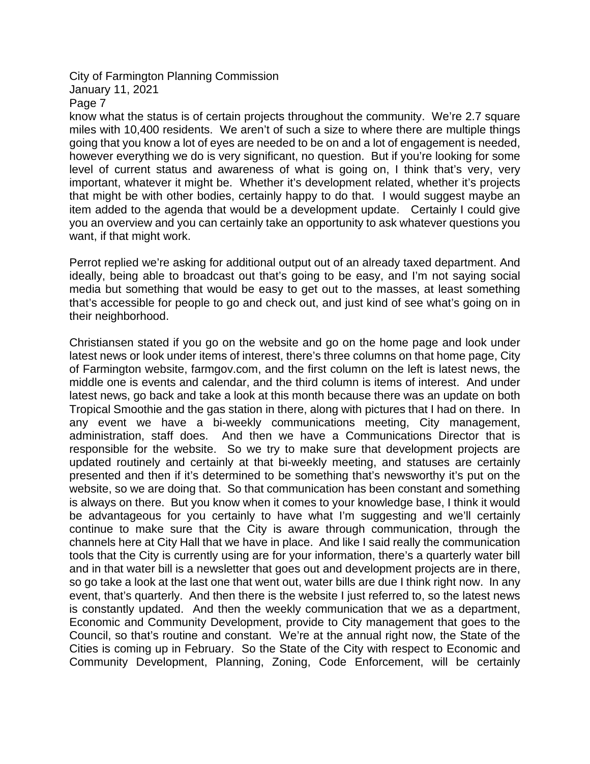know what the status is of certain projects throughout the community. We're 2.7 square miles with 10,400 residents. We aren't of such a size to where there are multiple things going that you know a lot of eyes are needed to be on and a lot of engagement is needed, however everything we do is very significant, no question. But if you're looking for some level of current status and awareness of what is going on, I think that's very, very important, whatever it might be. Whether it's development related, whether it's projects that might be with other bodies, certainly happy to do that. I would suggest maybe an item added to the agenda that would be a development update. Certainly I could give you an overview and you can certainly take an opportunity to ask whatever questions you want, if that might work.

Perrot replied we're asking for additional output out of an already taxed department. And ideally, being able to broadcast out that's going to be easy, and I'm not saying social media but something that would be easy to get out to the masses, at least something that's accessible for people to go and check out, and just kind of see what's going on in their neighborhood.

Christiansen stated if you go on the website and go on the home page and look under latest news or look under items of interest, there's three columns on that home page, City of Farmington website, farmgov.com, and the first column on the left is latest news, the middle one is events and calendar, and the third column is items of interest. And under latest news, go back and take a look at this month because there was an update on both Tropical Smoothie and the gas station in there, along with pictures that I had on there. In any event we have a bi-weekly communications meeting, City management, administration, staff does. And then we have a Communications Director that is responsible for the website. So we try to make sure that development projects are updated routinely and certainly at that bi-weekly meeting, and statuses are certainly presented and then if it's determined to be something that's newsworthy it's put on the website, so we are doing that. So that communication has been constant and something is always on there. But you know when it comes to your knowledge base, I think it would be advantageous for you certainly to have what I'm suggesting and we'll certainly continue to make sure that the City is aware through communication, through the channels here at City Hall that we have in place. And like I said really the communication tools that the City is currently using are for your information, there's a quarterly water bill and in that water bill is a newsletter that goes out and development projects are in there, so go take a look at the last one that went out, water bills are due I think right now. In any event, that's quarterly. And then there is the website I just referred to, so the latest news is constantly updated. And then the weekly communication that we as a department, Economic and Community Development, provide to City management that goes to the Council, so that's routine and constant. We're at the annual right now, the State of the Cities is coming up in February. So the State of the City with respect to Economic and Community Development, Planning, Zoning, Code Enforcement, will be certainly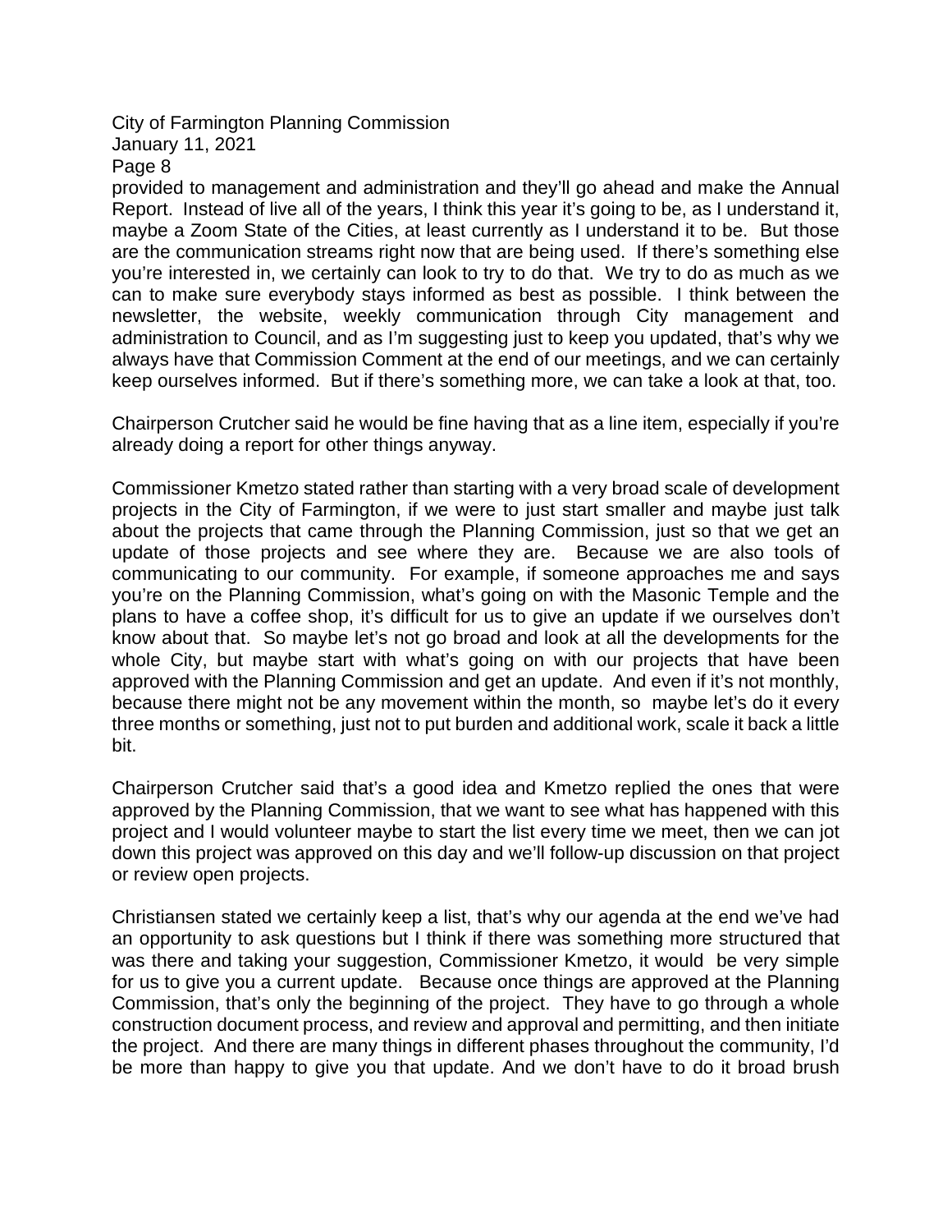provided to management and administration and they'll go ahead and make the Annual Report. Instead of live all of the years, I think this year it's going to be, as I understand it, maybe a Zoom State of the Cities, at least currently as I understand it to be. But those are the communication streams right now that are being used. If there's something else you're interested in, we certainly can look to try to do that. We try to do as much as we can to make sure everybody stays informed as best as possible. I think between the newsletter, the website, weekly communication through City management and administration to Council, and as I'm suggesting just to keep you updated, that's why we always have that Commission Comment at the end of our meetings, and we can certainly keep ourselves informed. But if there's something more, we can take a look at that, too.

Chairperson Crutcher said he would be fine having that as a line item, especially if you're already doing a report for other things anyway.

Commissioner Kmetzo stated rather than starting with a very broad scale of development projects in the City of Farmington, if we were to just start smaller and maybe just talk about the projects that came through the Planning Commission, just so that we get an update of those projects and see where they are. Because we are also tools of communicating to our community. For example, if someone approaches me and says you're on the Planning Commission, what's going on with the Masonic Temple and the plans to have a coffee shop, it's difficult for us to give an update if we ourselves don't know about that. So maybe let's not go broad and look at all the developments for the whole City, but maybe start with what's going on with our projects that have been approved with the Planning Commission and get an update. And even if it's not monthly, because there might not be any movement within the month, so maybe let's do it every three months or something, just not to put burden and additional work, scale it back a little bit.

Chairperson Crutcher said that's a good idea and Kmetzo replied the ones that were approved by the Planning Commission, that we want to see what has happened with this project and I would volunteer maybe to start the list every time we meet, then we can jot down this project was approved on this day and we'll follow-up discussion on that project or review open projects.

Christiansen stated we certainly keep a list, that's why our agenda at the end we've had an opportunity to ask questions but I think if there was something more structured that was there and taking your suggestion, Commissioner Kmetzo, it would be very simple for us to give you a current update. Because once things are approved at the Planning Commission, that's only the beginning of the project. They have to go through a whole construction document process, and review and approval and permitting, and then initiate the project. And there are many things in different phases throughout the community, I'd be more than happy to give you that update. And we don't have to do it broad brush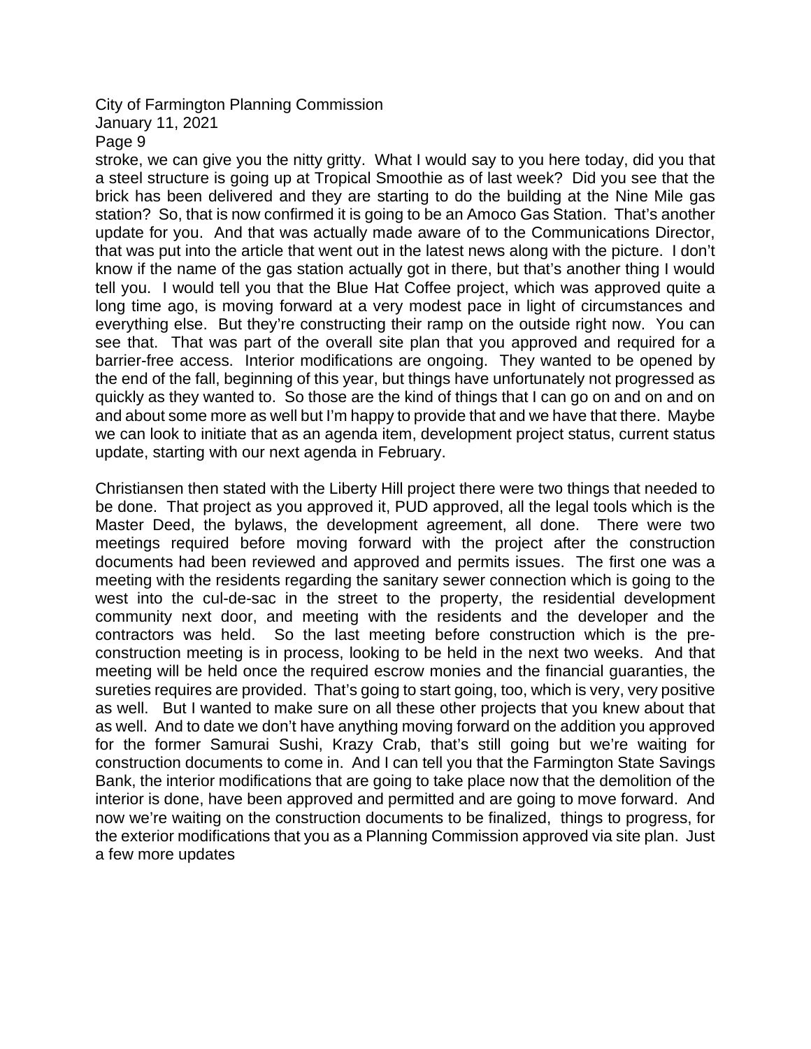stroke, we can give you the nitty gritty. What I would say to you here today, did you that a steel structure is going up at Tropical Smoothie as of last week? Did you see that the brick has been delivered and they are starting to do the building at the Nine Mile gas station? So, that is now confirmed it is going to be an Amoco Gas Station. That's another update for you. And that was actually made aware of to the Communications Director, that was put into the article that went out in the latest news along with the picture. I don't know if the name of the gas station actually got in there, but that's another thing I would tell you. I would tell you that the Blue Hat Coffee project, which was approved quite a long time ago, is moving forward at a very modest pace in light of circumstances and everything else. But they're constructing their ramp on the outside right now. You can see that. That was part of the overall site plan that you approved and required for a barrier-free access. Interior modifications are ongoing. They wanted to be opened by the end of the fall, beginning of this year, but things have unfortunately not progressed as quickly as they wanted to. So those are the kind of things that I can go on and on and on and about some more as well but I'm happy to provide that and we have that there. Maybe we can look to initiate that as an agenda item, development project status, current status update, starting with our next agenda in February.

Christiansen then stated with the Liberty Hill project there were two things that needed to be done. That project as you approved it, PUD approved, all the legal tools which is the Master Deed, the bylaws, the development agreement, all done. There were two meetings required before moving forward with the project after the construction documents had been reviewed and approved and permits issues. The first one was a meeting with the residents regarding the sanitary sewer connection which is going to the west into the cul-de-sac in the street to the property, the residential development community next door, and meeting with the residents and the developer and the contractors was held. So the last meeting before construction which is the pre-construction meeting is in process, looking to be held in the next two weeks. And that meeting will be held once the required escrow monies and the financial guaranties, the sureties requires are provided. That's going to start going, too, which is very, very positive as well. But I wanted to make sure on all these other projects that you knew about that as well. And to date we don't have anything moving forward on the addition you approved for the former Samurai Sushi, Krazy Crab, that's still going but we're waiting for construction documents to come in. And I can tell you that the Farmington State Savings Bank, the interior modifications that are going to take place now that the demolition of the interior is done, have been approved and permitted and are going to move forward. And now we're waiting on the construction documents to be finalized, things to progress, for the exterior modifications that you as a Planning Commission approved via site plan. Just a few more updates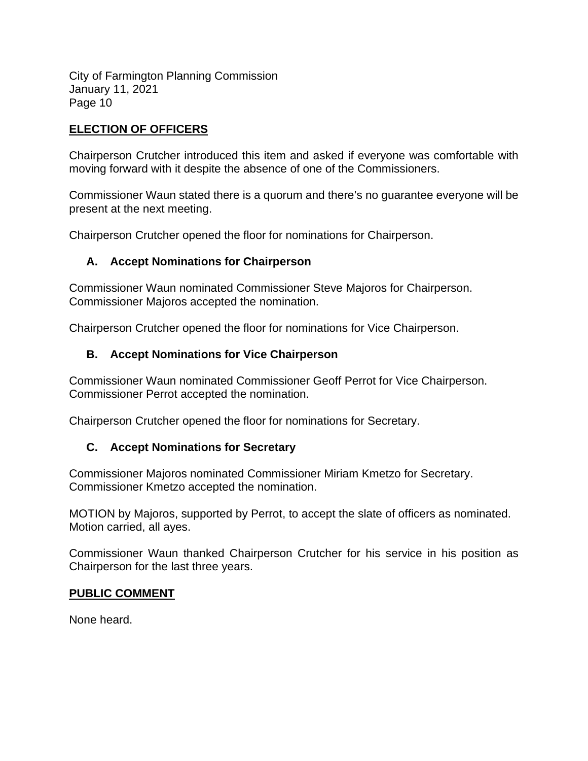## ELECTION OF OFFICERS

Chairperson Crutcher introduced this item and asked if everyone was comfortable with moving forward with it despite the absence of one of the Commissioners.

Commissioner Waun stated there is a quorum and there's no guarantee everyone will be present at the next meeting.

Chairperson Crutcher opened the floor for nominations for Chairperson.

### A. Accept Nominations for Chairperson

Commissioner Waun nominated Commissioner Steve Majoros for Chairperson. Commissioner Majoros accepted the nomination.

Chairperson Crutcher opened the floor for nominations for Vice Chairperson.

### B. Accept Nominations for Vice Chairperson

Commissioner Waun nominated Commissioner Geoff Perrot for Vice Chairperson. Commissioner Perrot accepted the nomination.

Chairperson Crutcher opened the floor for nominations for Secretary.

### C. Accept Nominations for Secretary

Commissioner Majoros nominated Commissioner Miriam Kmetzo for Secretary. Commissioner Kmetzo accepted the nomination.

MOTION by Majoros, supported by Perrot, to accept the slate of officers as nominated. Motion carried, all ayes.

Commissioner Waun thanked Chairperson Crutcher for his service in his position as Chairperson for the last three years.

## PUBLIC COMMENT

None heard.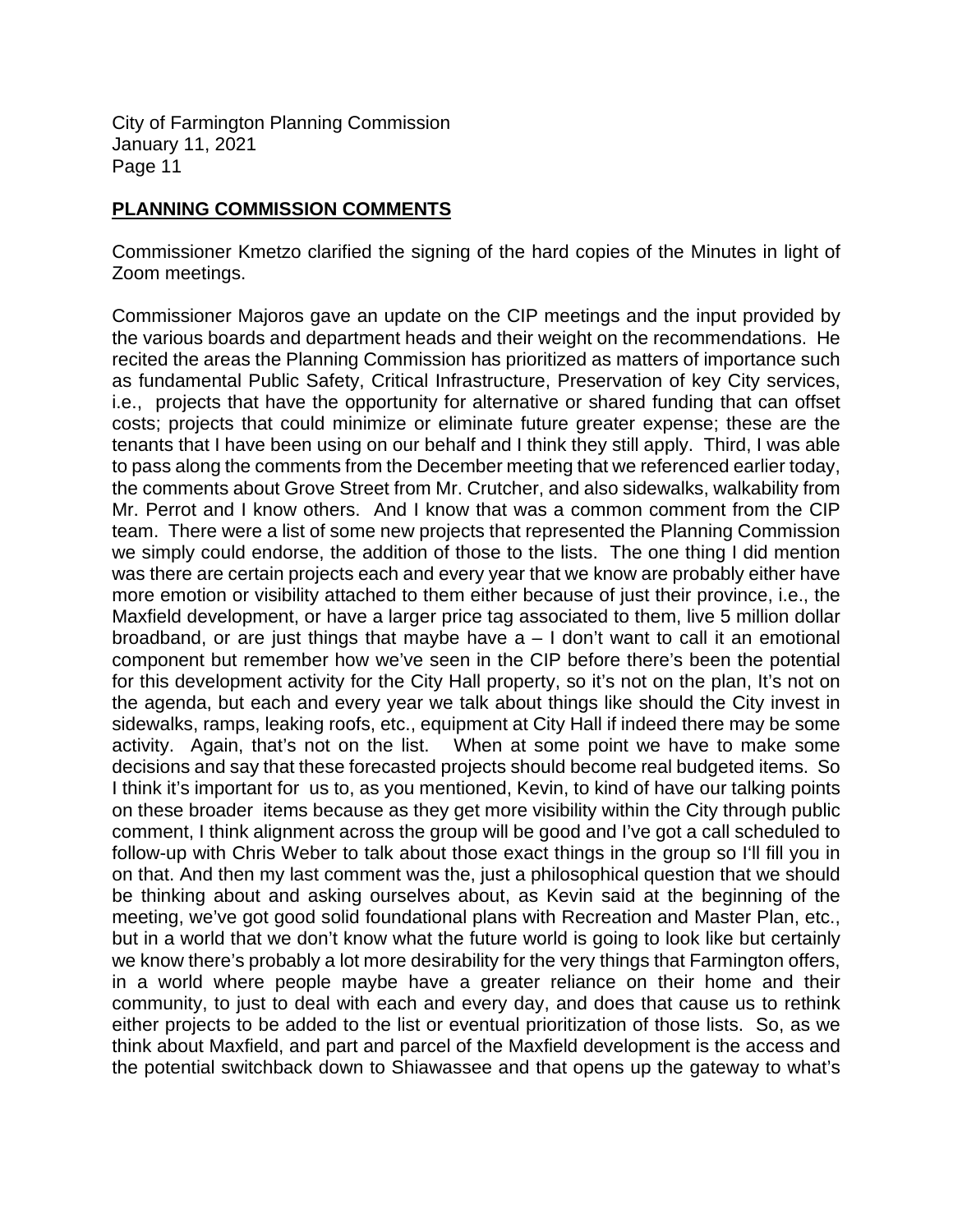## PLANNING COMMISSION COMMENTS

Commissioner Kmetzo clarified the signing of the hard copies of the Minutes in light of Zoom meetings.

Commissioner Majoros gave an update on the CIP meetings and the input provided by the various boards and department heads and their weight on the recommendations. He recited the areas the Planning Commission has prioritized as matters of importance such as fundamental Public Safety, Critical Infrastructure, Preservation of key City services, i.e., projects that have the opportunity for alternative or shared funding that can offset costs; projects that could minimize or eliminate future greater expense; these are the tenants that I have been using on our behalf and I think they still apply. Third, I was able to pass along the comments from the December meeting that we referenced earlier today, the comments about Grove Street from Mr. Crutcher, and also sidewalks, walkability from Mr. Perrot and I know others. And I know that was a common comment from the CIP team. There were a list of some new projects that represented the Planning Commission we simply could endorse, the addition of those to the lists. The one thing I did mention was there are certain projects each and every year that we know are probably either have more emotion or visibility attached to them either because of just their province, i.e., the Maxfield development, or have a larger price tag associated to them, live 5 million dollar broadband, or are just things that maybe have a – I don't want to call it an emotional component but remember how we've seen in the CIP before there's been the potential for this development activity for the City Hall property, so it's not on the plan, It's not on the agenda, but each and every year we talk about things like should the City invest in sidewalks, ramps, leaking roofs, etc., equipment at City Hall if indeed there may be some activity. Again, that's not on the list. When at some point we have to make some decisions and say that these forecasted projects should become real budgeted items. So I think it's important for us to, as you mentioned, Kevin, to kind of have our talking points on these broader items because as they get more visibility within the City through public comment, I think alignment across the group will be good and I've got a call scheduled to follow-up with Chris Weber to talk about those exact things in the group so I'll fill you in on that. And then my last comment was the, just a philosophical question that we should be thinking about and asking ourselves about, as Kevin said at the beginning of the meeting, we've got good solid foundational plans with Recreation and Master Plan, etc., but in a world that we don't know what the future world is going to look like but certainly we know there's probably a lot more desirability for the very things that Farmington offers, in a world where people maybe have a greater reliance on their home and their community, to just to deal with each and every day, and does that cause us to rethink either projects to be added to the list or eventual prioritization of those lists. So, as we think about Maxfield, and part and parcel of the Maxfield development is the access and the potential switchback down to Shiawassee and that opens up the gateway to what's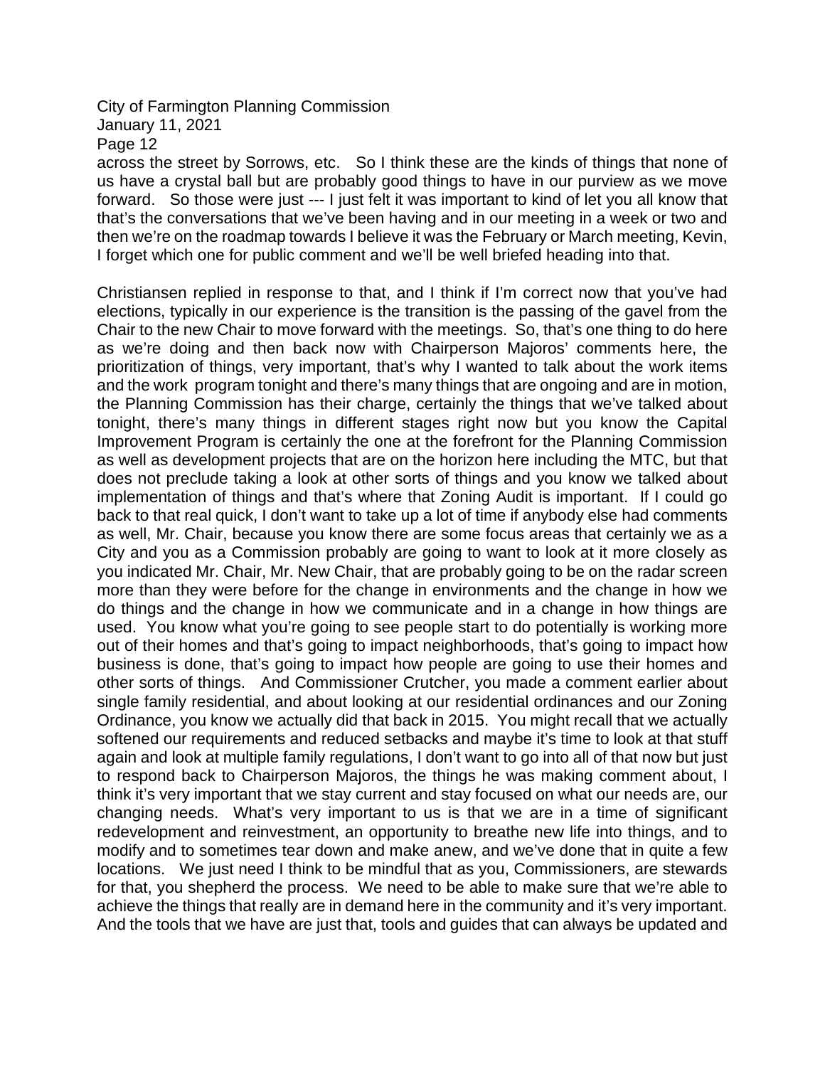across the street by Sorrows, etc. So I think these are the kinds of things that none of us have a crystal ball but are probably good things to have in our purview as we move forward. So those were just --- I just felt it was important to kind of let you all know that that's the conversations that we've been having and in our meeting in a week or two and then we're on the roadmap towards I believe it was the February or March meeting, Kevin, I forget which one for public comment and we'll be well briefed heading into that.

Christiansen replied in response to that, and I think if I'm correct now that you've had elections, typically in our experience is the transition is the passing of the gavel from the Chair to the new Chair to move forward with the meetings. So, that's one thing to do here as we're doing and then back now with Chairperson Majoros' comments here, the prioritization of things, very important, that's why I wanted to talk about the work items and the work program tonight and there's many things that are ongoing and are in motion, the Planning Commission has their charge, certainly the things that we've talked about tonight, there's many things in different stages right now but you know the Capital Improvement Program is certainly the one at the forefront for the Planning Commission as well as development projects that are on the horizon here including the MTC, but that does not preclude taking a look at other sorts of things and you know we talked about implementation of things and that's where that Zoning Audit is important. If I could go back to that real quick, I don't want to take up a lot of time if anybody else had comments as well, Mr. Chair, because you know there are some focus areas that certainly we as a City and you as a Commission probably are going to want to look at it more closely as you indicated Mr. Chair, Mr. New Chair, that are probably going to be on the radar screen more than they were before for the change in environments and the change in how we do things and the change in how we communicate and in a change in how things are used. You know what you're going to see people start to do potentially is working more out of their homes and that's going to impact neighborhoods, that's going to impact how business is done, that's going to impact how people are going to use their homes and other sorts of things. And Commissioner Crutcher, you made a comment earlier about single family residential, and about looking at our residential ordinances and our Zoning Ordinance, you know we actually did that back in 2015. You might recall that we actually softened our requirements and reduced setbacks and maybe it's time to look at that stuff again and look at multiple family regulations, I don't want to go into all of that now but just to respond back to Chairperson Majoros, the things he was making comment about, I think it's very important that we stay current and stay focused on what our needs are, our changing needs. What's very important to us is that we are in a time of significant redevelopment and reinvestment, an opportunity to breathe new life into things, and to modify and to sometimes tear down and make anew, and we've done that in quite a few locations. We just need I think to be mindful that as you, Commissioners, are stewards for that, you shepherd the process. We need to be able to make sure that we're able to achieve the things that really are in demand here in the community and it's very important. And the tools that we have are just that, tools and guides that can always be updated and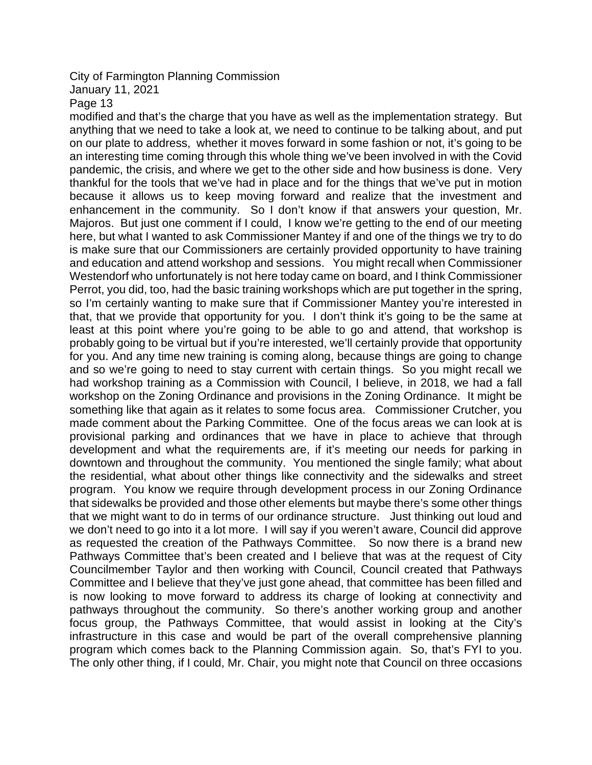modified and that's the charge that you have as well as the implementation strategy. But anything that we need to take a look at, we need to continue to be talking about, and put on our plate to address, whether it moves forward in some fashion or not, it's going to be an interesting time coming through this whole thing we've been involved in with the Covid pandemic, the crisis, and where we get to the other side and how business is done. Very thankful for the tools that we've had in place and for the things that we've put in motion because it allows us to keep moving forward and realize that the investment and enhancement in the community. So I don't know if that answers your question, Mr. Majoros. But just one comment if I could, I know we're getting to the end of our meeting here, but what I wanted to ask Commissioner Mantey if and one of the things we try to do is make sure that our Commissioners are certainly provided opportunity to have training and education and attend workshop and sessions. You might recall when Commissioner Westendorf who unfortunately is not here today came on board, and I think Commissioner Perrot, you did, too, had the basic training workshops which are put together in the spring, so I'm certainly wanting to make sure that if Commissioner Mantey you're interested in that, that we provide that opportunity for you. I don't think it's going to be the same at least at this point where you're going to be able to go and attend, that workshop is probably going to be virtual but if you're interested, we'll certainly provide that opportunity for you. And any time new training is coming along, because things are going to change and so we're going to need to stay current with certain things. So you might recall we had workshop training as a Commission with Council, I believe, in 2018, we had a fall workshop on the Zoning Ordinance and provisions in the Zoning Ordinance. It might be something like that again as it relates to some focus area. Commissioner Crutcher, you made comment about the Parking Committee. One of the focus areas we can look at is provisional parking and ordinances that we have in place to achieve that through development and what the requirements are, if it's meeting our needs for parking in downtown and throughout the community. You mentioned the single family; what about the residential, what about other things like connectivity and the sidewalks and street program. You know we require through development process in our Zoning Ordinance that sidewalks be provided and those other elements but maybe there's some other things that we might want to do in terms of our ordinance structure. Just thinking out loud and we don't need to go into it a lot more. I will say if you weren't aware, Council did approve as requested the creation of the Pathways Committee. So now there is a brand new Pathways Committee that's been created and I believe that was at the request of City Councilmember Taylor and then working with Council, Council created that Pathways Committee and I believe that they've just gone ahead, that committee has been filled and is now looking to move forward to address its charge of looking at connectivity and pathways throughout the community. So there's another working group and another focus group, the Pathways Committee, that would assist in looking at the City's infrastructure in this case and would be part of the overall comprehensive planning program which comes back to the Planning Commission again. So, that's FYI to you. The only other thing, if I could, Mr. Chair, you might note that Council on three occasions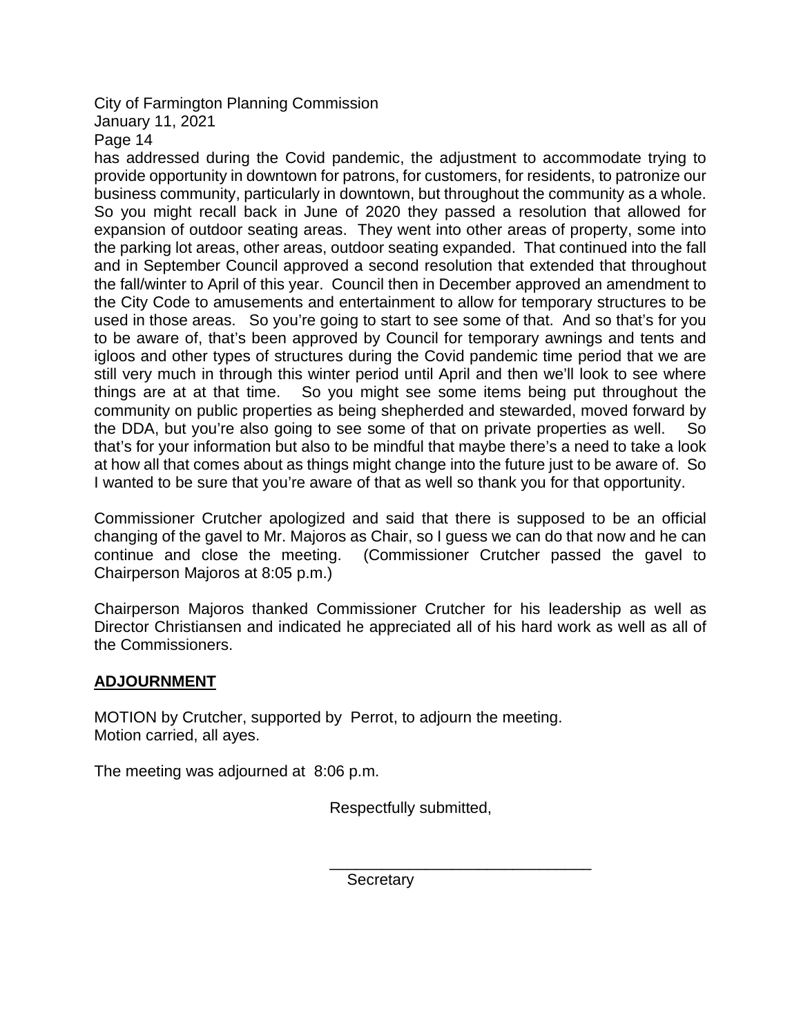has addressed during the Covid pandemic, the adjustment to accommodate trying to provide opportunity in downtown for patrons, for customers, for residents, to patronize our business community, particularly in downtown, but throughout the community as a whole. So you might recall back in June of 2020 they passed a resolution that allowed for expansion of outdoor seating areas. They went into other areas of property, some into the parking lot areas, other areas, outdoor seating expanded. That continued into the fall and in September Council approved a second resolution that extended that throughout the fall/winter to April of this year. Council then in December approved an amendment to the City Code to amusements and entertainment to allow for temporary structures to be used in those areas. So you're going to start to see some of that. And so that's for you to be aware of, that's been approved by Council for temporary awnings and tents and igloos and other types of structures during the Covid pandemic time period that we are still very much in through this winter period until April and then we'll look to see where things are at at that time. So you might see some items being put throughout the community on public properties as being shepherded and stewarded, moved forward by the DDA, but you're also going to see some of that on private properties as well. So that's for your information but also to be mindful that maybe there's a need to take a look at how all that comes about as things might change into the future just to be aware of. So I wanted to be sure that you're aware of that as well so thank you for that opportunity.

Commissioner Crutcher apologized and said that there is supposed to be an official changing of the gavel to Mr. Majoros as Chair, so I guess we can do that now and he can continue and close the meeting. (Commissioner Crutcher passed the gavel to Chairperson Majoros at 8:05 p.m.)

Chairperson Majoros thanked Commissioner Crutcher for his leadership as well as Director Christiansen and indicated he appreciated all of his hard work as well as all of the Commissioners.

**ADJOURNMENT**

MOTION by Crutcher, supported by Perrot, to adjourn the meeting.
Motion carried, all ayes.

The meeting was adjourned at 8:06 p.m.

Respectfully submitted,

\_\_\_\_\_\_\_\_\_\_\_\_\_\_\_\_\_\_\_\_\_\_\_\_\_\_\_\_\_\_

Secretary